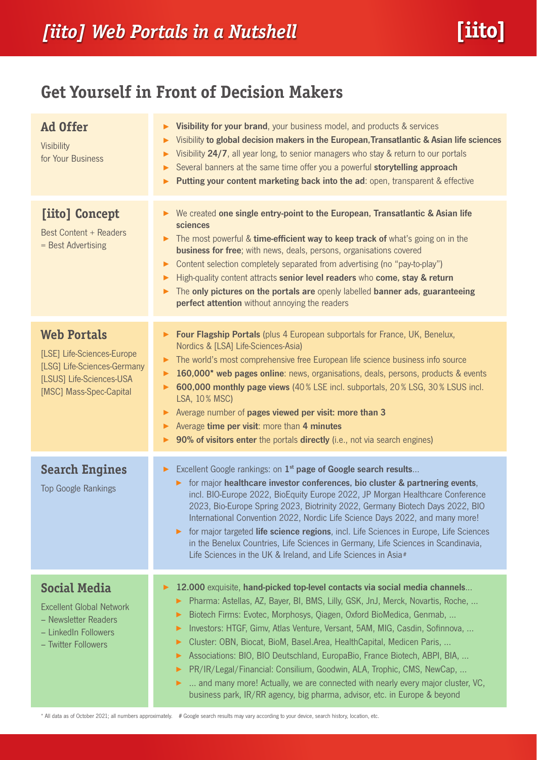# *[iito] Web Portals in a Nutshell*

## Get Yourself in Front of Decision Makers

### Ad Offer

Visibility for Your Business

- **Visibility for your brand**, your business model, and products & services
- Visibility **to global decision makers in the European, Transatlantic & Asian life sciences**
- Visibility **24/7**, all year long, to senior managers who stay & return to our portals
- Several banners at the same time offer you a powerful **storytelling approach**
- **Putting your content marketing back into the ad**: open, transparent & effective

### [iito] Concept

Best Content + Readers = Best Advertising

- We created **one single entry-point to the European, Transatlantic & Asian life sciences**
- The most powerful & **time-efficient way to keep track of** what's going on in the **business for free**; with news, deals, persons, organisations covered
- Content selection completely separated from advertising (no "pay-to-play")
- High-quality content attracts **senior level readers** who **come, stay & return**
- The **only pictures on the portals are** openly labelled **banner ads, guaranteeing perfect attention** without annoying the readers

### Web Portals

[LSE] Life-Sciences-Europe
[LSG] Life-Sciences-Germany
[LSUS] Life-Sciences-USA
[MSC] Mass-Spec-Capital

- **Four Flagship Portals** (plus 4 European subportals for France, UK, Benelux, Nordics & [LSA] Life-Sciences-Asia)
- The world's most comprehensive free European life science business info source
- **160,000\* web pages online**: news, organisations, deals, persons, products & events
- **600,000 monthly page views** (40 % LSE incl. subportals, 20 % LSG, 30 % LSUS incl. LSA, 10 % MSC)
- Average number of **pages viewed per visit: more than 3**
- Average **time per visit**: more than **4 minutes**
- **90% of visitors enter** the portals **directly** (i.e., not via search engines)

### Search Engines

Top Google Rankings

- Excellent Google rankings: on **1st page of Google search results**...
  - for major **healthcare investor conferences, bio cluster & partnering events**, incl. BIO-Europe 2022, BioEquity Europe 2022, JP Morgan Healthcare Conference 2023, Bio-Europe Spring 2023, Biotrinity 2022, Germany Biotech Days 2022, BIO International Convention 2022, Nordic Life Science Days 2022, and many more!
  - for major targeted **life science regions**, incl. Life Sciences in Europe, Life Sciences in the Benelux Countries, Life Sciences in Germany, Life Sciences in Scandinavia, Life Sciences in the UK & Ireland, and Life Sciences in Asia#

### Social Media

Excellent Global Network
– Newsletter Readers
– LinkedIn Followers
– Twitter Followers

- **12.000** exquisite, **hand-picked top-level contacts via social media channels**...
  - Pharma: Astellas, AZ, Bayer, BI, BMS, Lilly, GSK, JnJ, Merck, Novartis, Roche, ...
  - Biotech Firms: Evotec, Morphosys, Qiagen, Oxford BioMedica, Genmab, ...
  - Investors: HTGF, Gimv, Atlas Venture, Versant, 5AM, MIG, Casdin, Sofinnova, ...
  - Cluster: OBN, Biocat, BioM, Basel.Area, HealthCapital, Medicen Paris, ...
  - Associations: BIO, BIO Deutschland, EuropaBio, France Biotech, ABPI, BIA, ...
  - PR/IR/Legal/Financial: Consilium, Goodwin, ALA, Trophic, CMS, NewCap, ...
  - ... and many more! Actually, we are connected with nearly every major cluster, VC, business park, IR/RR agency, big pharma, advisor, etc. in Europe & beyond

\* All data as of October 2021; all numbers approximately. # Google search results may vary according to your device, search history, location, etc.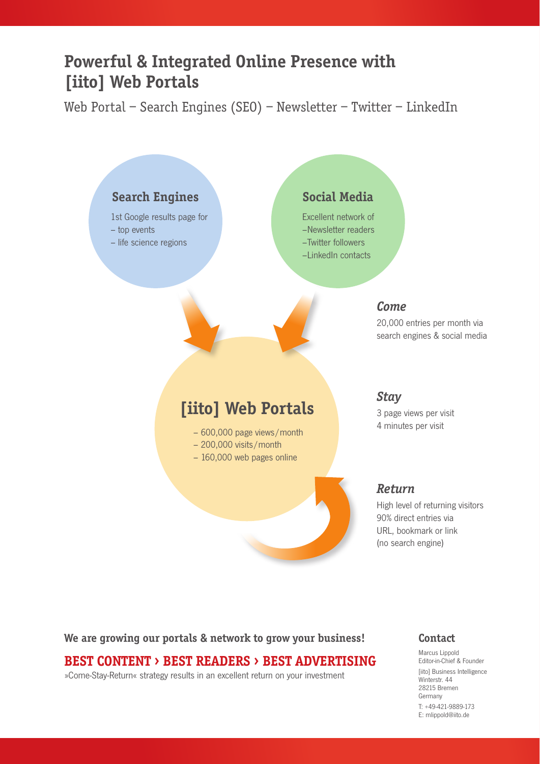# Powerful & Integrated Online Presence with [iito] Web Portals

Web Portal – Search Engines (SEO) – Newsletter – Twitter – LinkedIn

### Search Engines

1st Google results page for
– top events
– life science regions

### Social Media

Excellent network of
–Newsletter readers
–Twitter followers
–LinkedIn contacts

## [iito] Web Portals

– 600,000 page views/month
– 200,000 visits/month
– 160,000 web pages online

### *Come*

20,000 entries per month via search engines & social media

### *Stay*

3 page views per visit
4 minutes per visit

### *Return*

High level of returning visitors
90% direct entries via URL, bookmark or link (no search engine)

**We are growing our portals & network to grow your business!**

**BEST CONTENT › BEST READERS › BEST ADVERTISING**

»Come-Stay-Return« strategy results in an excellent return on your investment

### Contact

Marcus Lippold
Editor-in-Chief & Founder
[iito] Business Intelligence
Winterstr. 44
28215 Bremen
Germany
T: +49-421-9889-173
E: mlippold@iito.de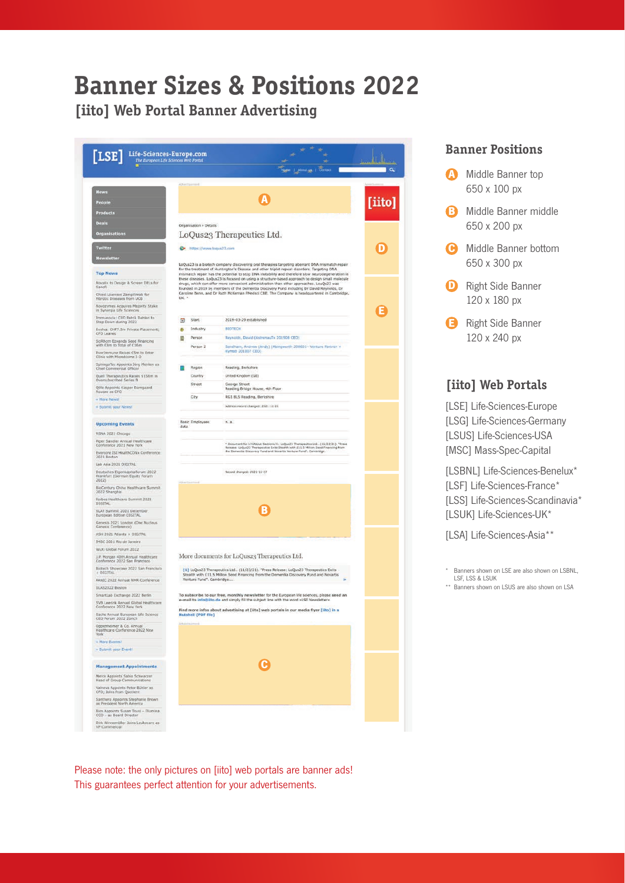# Banner Sizes & Positions 2022

## [iito] Web Portal Banner Advertising

### Banner Positions

- **A** Middle Banner top 650 x 100 px
- **B** Middle Banner middle 650 x 200 px
- **C** Middle Banner bottom 650 x 300 px
- **D** Right Side Banner 120 x 180 px
- **E** Right Side Banner 120 x 240 px

### [iito] Web Portals

[LSE] Life-Sciences-Europe
[LSG] Life-Sciences-Germany
[LSUS] Life-Sciences-USA
[MSC] Mass-Spec-Capital

[LSBNL] Life-Sciences-Benelux*
[LSF] Life-Sciences-France*
[LSS] Life-Sciences-Scandinavia*
[LSUK] Life-Sciences-UK*

[LSA] Life-Sciences-Asia**

\* Banners shown on LSE are also shown on LSBNL, LSF, LSS & LSUK
\** Banners shown on LSUS are also shown on LSA

Please note: the only pictures on [iito] web portals are banner ads!
This guarantees perfect attention for your advertisements.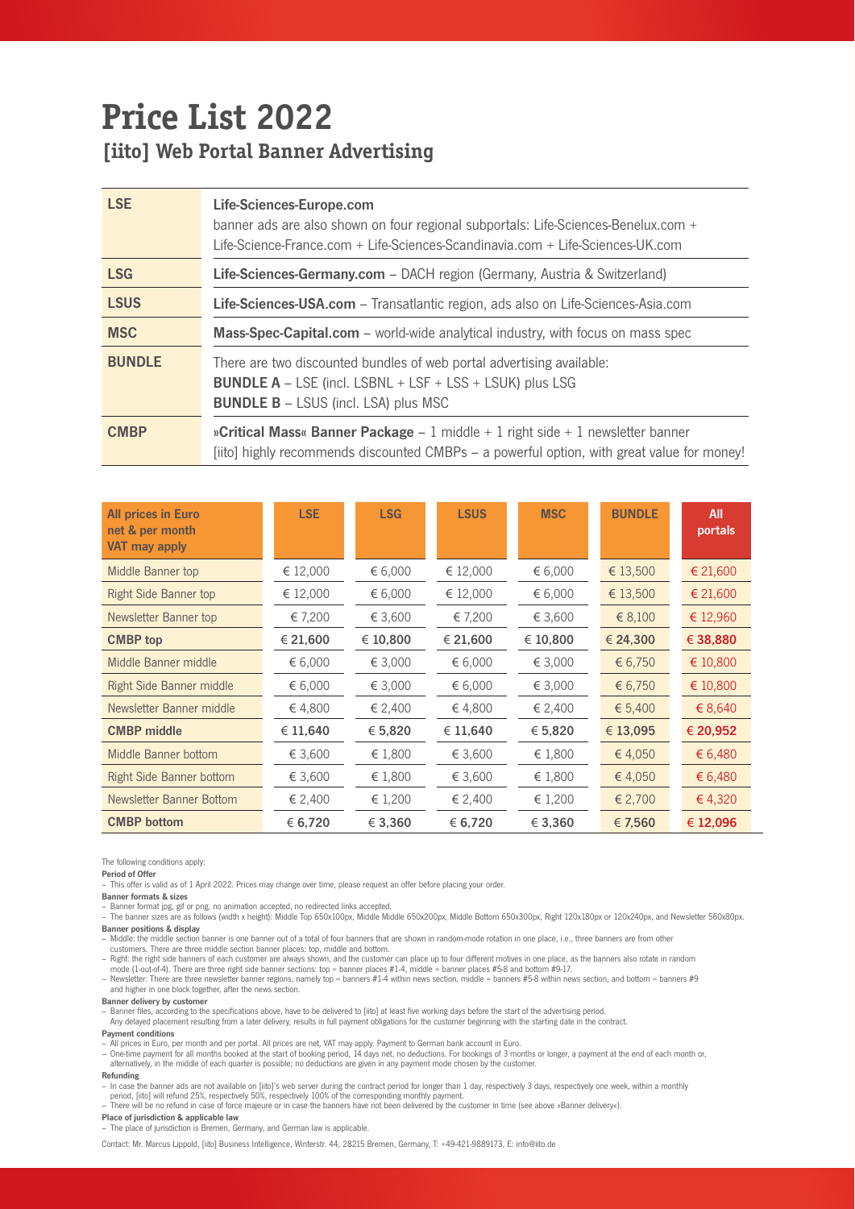# Price List 2022

## [iito] Web Portal Banner Advertising

| | |
|---|---|
| **LSE** | **Life-Sciences-Europe.com**<br>banner ads are also shown on four regional subportals: Life-Sciences-Benelux.com + Life-Science-France.com + Life-Sciences-Scandinavia.com + Life-Sciences-UK.com |
| **LSG** | **Life-Sciences-Germany.com** – DACH region (Germany, Austria & Switzerland) |
| **LSUS** | **Life-Sciences-USA.com** – Transatlantic region, ads also on Life-Sciences-Asia.com |
| **MSC** | **Mass-Spec-Capital.com** – world-wide analytical industry, with focus on mass spec |
| **BUNDLE** | There are two discounted bundles of web portal advertising available:<br>**BUNDLE A** – LSE (incl. LSBNL + LSF + LSS + LSUK) plus LSG<br>**BUNDLE B** – LSUS (incl. LSA) plus MSC |
| **CMBP** | **»Critical Mass« Banner Package** – 1 middle + 1 right side + 1 newsletter banner<br>[iito] highly recommends discounted CMBPs – a powerful option, with great value for money! |

| All prices in Euro net & per month VAT may apply | LSE | LSG | LSUS | MSC | BUNDLE | All portals |
|---|---|---|---|---|---|---|
| Middle Banner top | € 12,000 | € 6,000 | € 12,000 | € 6,000 | € 13,500 | € 21,600 |
| Right Side Banner top | € 12,000 | € 6,000 | € 12,000 | € 6,000 | € 13,500 | € 21,600 |
| Newsletter Banner top | € 7,200 | € 3,600 | € 7,200 | € 3,600 | € 8,100 | € 12,960 |
| **CMBP top** | **€ 21,600** | **€ 10,800** | **€ 21,600** | **€ 10,800** | **€ 24,300** | **€ 38,880** |
| Middle Banner middle | € 6,000 | € 3,000 | € 6,000 | € 3,000 | € 6,750 | € 10,800 |
| Right Side Banner middle | € 6,000 | € 3,000 | € 6,000 | € 3,000 | € 6,750 | € 10,800 |
| Newsletter Banner middle | € 4,800 | € 2,400 | € 4,800 | € 2,400 | € 5,400 | € 8,640 |
| **CMBP middle** | **€ 11,640** | **€ 5,820** | **€ 11,640** | **€ 5,820** | **€ 13,095** | **€ 20,952** |
| Middle Banner bottom | € 3,600 | € 1,800 | € 3,600 | € 1,800 | € 4,050 | € 6,480 |
| Right Side Banner bottom | € 3,600 | € 1,800 | € 3,600 | € 1,800 | € 4,050 | € 6,480 |
| Newsletter Banner Bottom | € 2,400 | € 1,200 | € 2,400 | € 1,200 | € 2,700 | € 4,320 |
| **CMBP bottom** | **€ 6,720** | **€ 3,360** | **€ 6,720** | **€ 3,360** | **€ 7,560** | **€ 12,096** |

The following conditions apply:

**Period of Offer**
– This offer is valid as of 1 April 2022. Prices may change over time, please request an offer before placing your order.

**Banner formats & sizes**
– Banner format jpg, gif or png, no animation accepted, no redirected links accepted.
– The banner sizes are as follows (width x height): Middle Top 650x100px, Middle Middle 650x200px, Middle Bottom 650x300px, Right 120x180px or 120x240px, and Newsletter 560x80px.

**Banner positions & display**
– Middle: the middle section banner is one banner out of a total of four banners that are shown in random-mode rotation in one place, i.e., three banners are from other customers. There are three middle section banner places: top, middle and bottom.
– Right: the right side banners of each customer are always shown, and the customer can place up to four different motives in one place, as the banners also rotate in random mode (1-out-of-4). There are three right side banner sections: top = banner places #1-4, middle = banner places #5-8 and bottom #9-17.
– Newsletter: There are three newsletter banner regions, namely top = banners #1-4 within news section, middle = banners #5-8 within news section, and bottom = banners #9 and higher in one block together, after the news section.

**Banner delivery by customer**
– Banner files, according to the specifications above, have to be delivered to [iito] at least five working days before the start of the advertising period.
Any delayed placement resulting from a later delivery, results in full payment obligations for the customer beginning with the starting date in the contract.

**Payment conditions**
– All prices in Euro, per month and per portal. All prices are net, VAT may apply. Payment to German bank account in Euro.
– One-time payment for all months booked at the start of booking period, 14 days net, no deductions. For bookings of 3 months or longer, a payment at the end of each month or, alternatively, in the middle of each quarter is possible; no deductions are given in any payment mode chosen by the customer.

**Refunding**
– In case the banner ads are not available on [iito]'s web server during the contract period for longer than 1 day, respectively 3 days, respectively one week, within a monthly period, [iito] will refund 25%, respectively 50%, respectively 100% of the corresponding monthly payment.
– There will be no refund in case of force majeure or in case the banners have not been delivered by the customer in time (see above »Banner delivery«).

**Place of jurisdiction & applicable law**
– The place of jurisdiction is Bremen, Germany, and German law is applicable.

Contact: Mr. Marcus Lippold, [iito] Business Intelligence, Winterstr. 44, 28215 Bremen, Germany, T: +49-421-9889173, E: info@iito.de